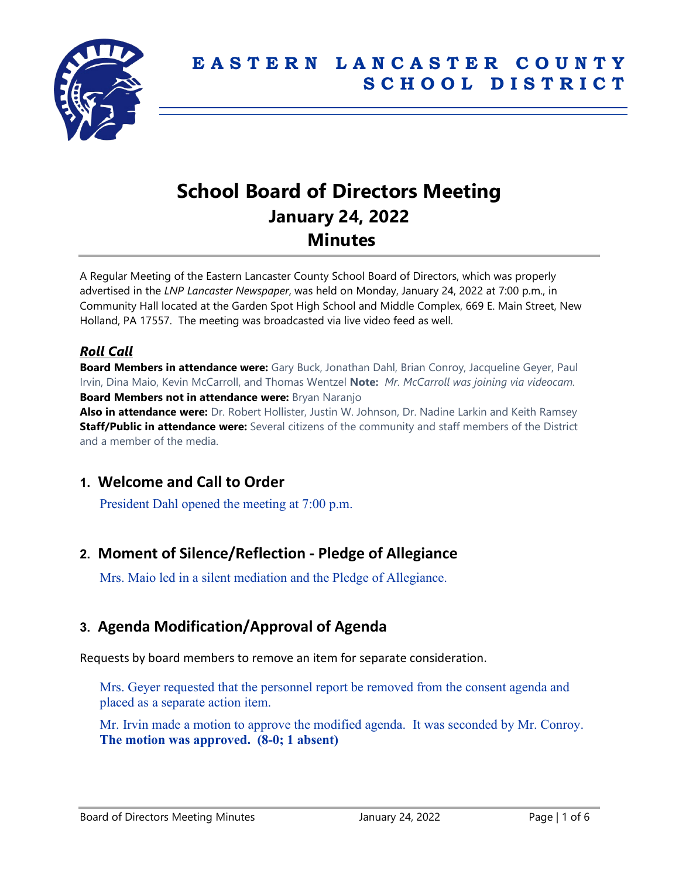# EASTERN LANCASTER COUNTY SCHOOL DISTRICT

# School Board of Directors Meeting
## January 24, 2022
## Minutes

A Regular Meeting of the Eastern Lancaster County School Board of Directors, which was properly advertised in the *LNP Lancaster Newspaper*, was held on Monday, January 24, 2022 at 7:00 p.m., in Community Hall located at the Garden Spot High School and Middle Complex, 669 E. Main Street, New Holland, PA 17557. The meeting was broadcasted via live video feed as well.

### *Roll Call*

**Board Members in attendance were:** Gary Buck, Jonathan Dahl, Brian Conroy, Jacqueline Geyer, Paul Irvin, Dina Maio, Kevin McCarroll, and Thomas Wentzel **Note:** *Mr. McCarroll was joining via videocam.*
**Board Members not in attendance were:** Bryan Naranjo
**Also in attendance were:** Dr. Robert Hollister, Justin W. Johnson, Dr. Nadine Larkin and Keith Ramsey
**Staff/Public in attendance were:** Several citizens of the community and staff members of the District and a member of the media.

## 1. Welcome and Call to Order

President Dahl opened the meeting at 7:00 p.m.

## 2. Moment of Silence/Reflection - Pledge of Allegiance

Mrs. Maio led in a silent mediation and the Pledge of Allegiance.

## 3. Agenda Modification/Approval of Agenda

Requests by board members to remove an item for separate consideration.

Mrs. Geyer requested that the personnel report be removed from the consent agenda and placed as a separate action item.

Mr. Irvin made a motion to approve the modified agenda. It was seconded by Mr. Conroy. **The motion was approved. (8-0; 1 absent)**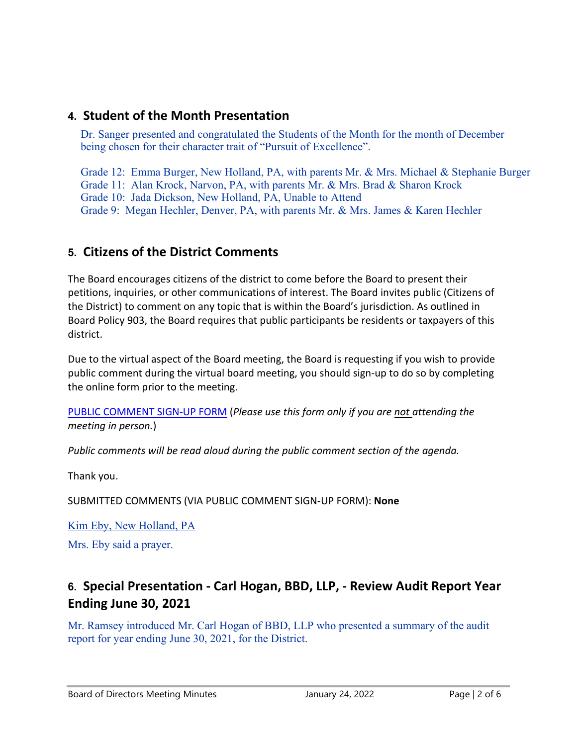## 4. Student of the Month Presentation

Dr. Sanger presented and congratulated the Students of the Month for the month of December being chosen for their character trait of “Pursuit of Excellence”.

Grade 12: Emma Burger, New Holland, PA, with parents Mr. & Mrs. Michael & Stephanie Burger
Grade 11: Alan Krock, Narvon, PA, with parents Mr. & Mrs. Brad & Sharon Krock
Grade 10: Jada Dickson, New Holland, PA, Unable to Attend
Grade 9: Megan Hechler, Denver, PA, with parents Mr. & Mrs. James & Karen Hechler

## 5. Citizens of the District Comments

The Board encourages citizens of the district to come before the Board to present their petitions, inquiries, or other communications of interest. The Board invites public (Citizens of the District) to comment on any topic that is within the Board’s jurisdiction. As outlined in Board Policy 903, the Board requires that public participants be residents or taxpayers of this district.

Due to the virtual aspect of the Board meeting, the Board is requesting if you wish to provide public comment during the virtual board meeting, you should sign-up to do so by completing the online form prior to the meeting.

PUBLIC COMMENT SIGN-UP FORM (*Please use this form only if you are not attending the meeting in person.*)

*Public comments will be read aloud during the public comment section of the agenda.*

Thank you.

SUBMITTED COMMENTS (VIA PUBLIC COMMENT SIGN-UP FORM): **None**

Kim Eby, New Holland, PA

Mrs. Eby said a prayer.

## 6. Special Presentation - Carl Hogan, BBD, LLP, - Review Audit Report Year Ending June 30, 2021

Mr. Ramsey introduced Mr. Carl Hogan of BBD, LLP who presented a summary of the audit report for year ending June 30, 2021, for the District.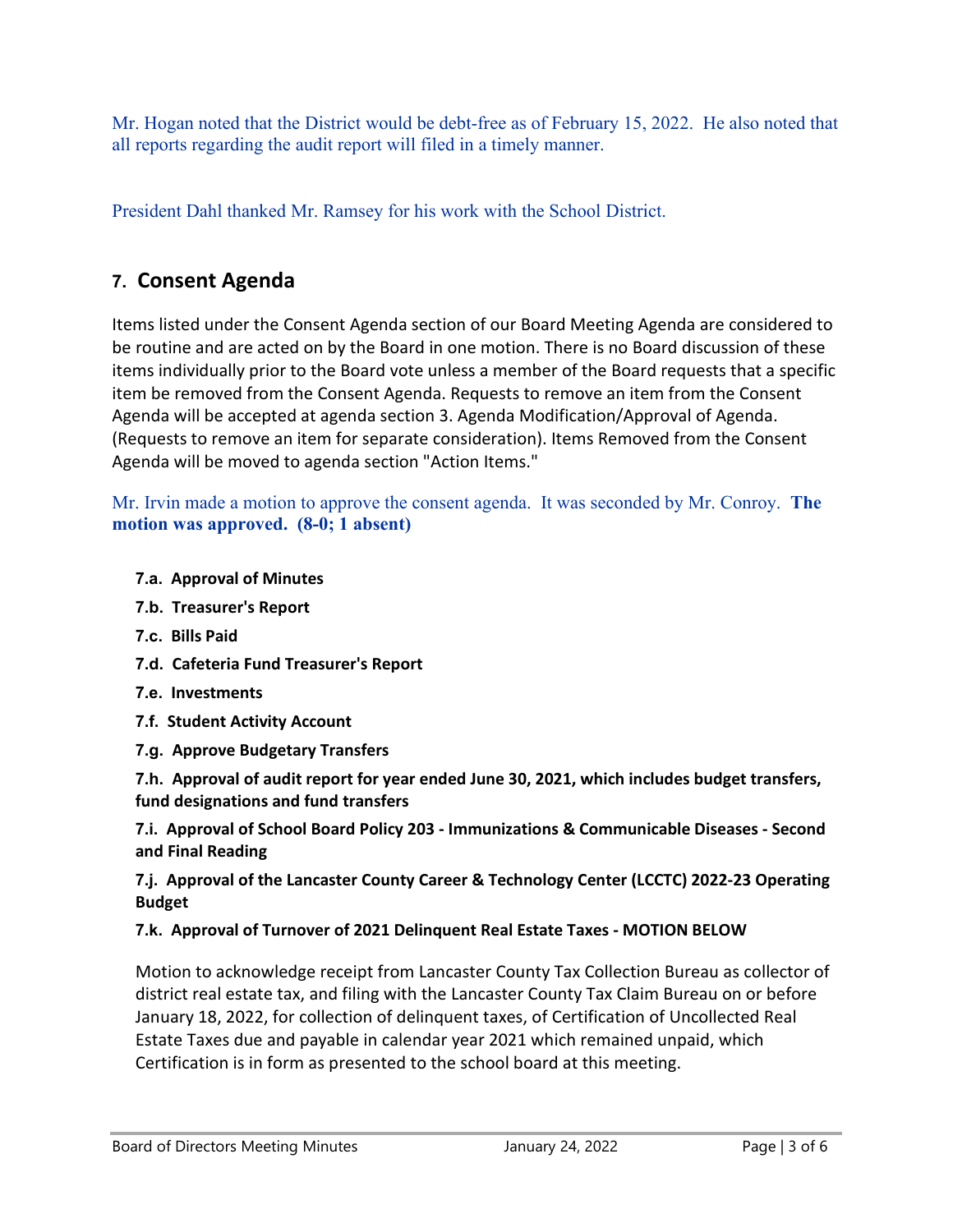Mr. Hogan noted that the District would be debt-free as of February 15, 2022. He also noted that all reports regarding the audit report will filed in a timely manner.

President Dahl thanked Mr. Ramsey for his work with the School District.

## 7. Consent Agenda

Items listed under the Consent Agenda section of our Board Meeting Agenda are considered to be routine and are acted on by the Board in one motion. There is no Board discussion of these items individually prior to the Board vote unless a member of the Board requests that a specific item be removed from the Consent Agenda. Requests to remove an item from the Consent Agenda will be accepted at agenda section 3. Agenda Modification/Approval of Agenda. (Requests to remove an item for separate consideration). Items Removed from the Consent Agenda will be moved to agenda section "Action Items."

Mr. Irvin made a motion to approve the consent agenda. It was seconded by Mr. Conroy. **The motion was approved. (8-0; 1 absent)**

**7.a. Approval of Minutes**

**7.b. Treasurer's Report**

**7.c. Bills Paid**

**7.d. Cafeteria Fund Treasurer's Report**

**7.e. Investments**

**7.f. Student Activity Account**

**7.g. Approve Budgetary Transfers**

**7.h. Approval of audit report for year ended June 30, 2021, which includes budget transfers, fund designations and fund transfers**

**7.i. Approval of School Board Policy 203 - Immunizations & Communicable Diseases - Second and Final Reading**

**7.j. Approval of the Lancaster County Career & Technology Center (LCCTC) 2022-23 Operating Budget**

**7.k. Approval of Turnover of 2021 Delinquent Real Estate Taxes - MOTION BELOW**

Motion to acknowledge receipt from Lancaster County Tax Collection Bureau as collector of district real estate tax, and filing with the Lancaster County Tax Claim Bureau on or before January 18, 2022, for collection of delinquent taxes, of Certification of Uncollected Real Estate Taxes due and payable in calendar year 2021 which remained unpaid, which Certification is in form as presented to the school board at this meeting.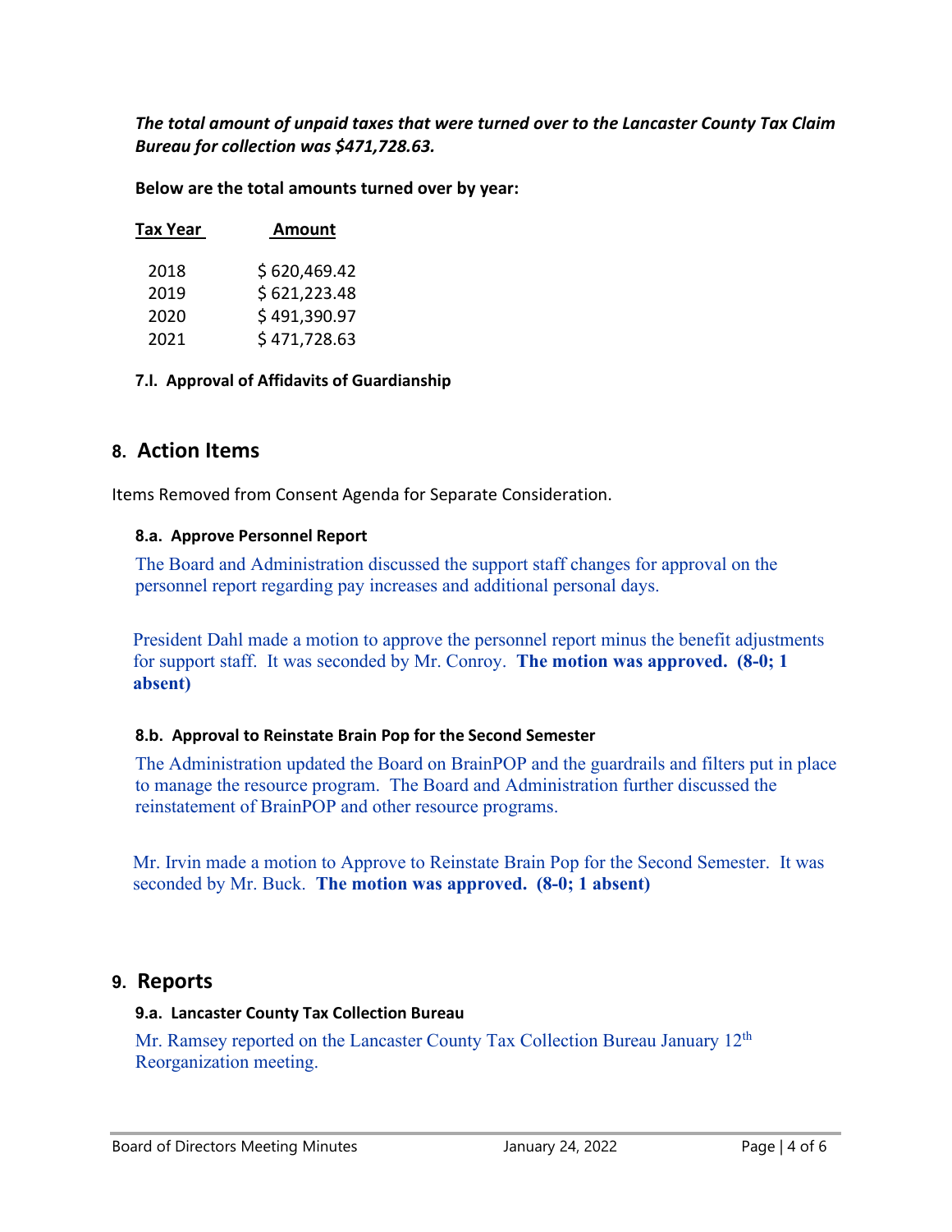***The total amount of unpaid taxes that were turned over to the Lancaster County Tax Claim Bureau for collection was $471,728.63.***

**Below are the total amounts turned over by year:**

| Tax Year | Amount |
|---|---|
| 2018 | $ 620,469.42 |
| 2019 | $ 621,223.48 |
| 2020 | $ 491,390.97 |
| 2021 | $ 471,728.63 |

#### 7.l. Approval of Affidavits of Guardianship

## 8. Action Items

Items Removed from Consent Agenda for Separate Consideration.

#### 8.a. Approve Personnel Report

The Board and Administration discussed the support staff changes for approval on the personnel report regarding pay increases and additional personal days.

President Dahl made a motion to approve the personnel report minus the benefit adjustments for support staff. It was seconded by Mr. Conroy. **The motion was approved. (8-0; 1 absent)**

#### 8.b. Approval to Reinstate Brain Pop for the Second Semester

The Administration updated the Board on BrainPOP and the guardrails and filters put in place to manage the resource program. The Board and Administration further discussed the reinstatement of BrainPOP and other resource programs.

Mr. Irvin made a motion to Approve to Reinstate Brain Pop for the Second Semester. It was seconded by Mr. Buck. **The motion was approved. (8-0; 1 absent)**

## 9. Reports

#### 9.a. Lancaster County Tax Collection Bureau

Mr. Ramsey reported on the Lancaster County Tax Collection Bureau January 12th Reorganization meeting.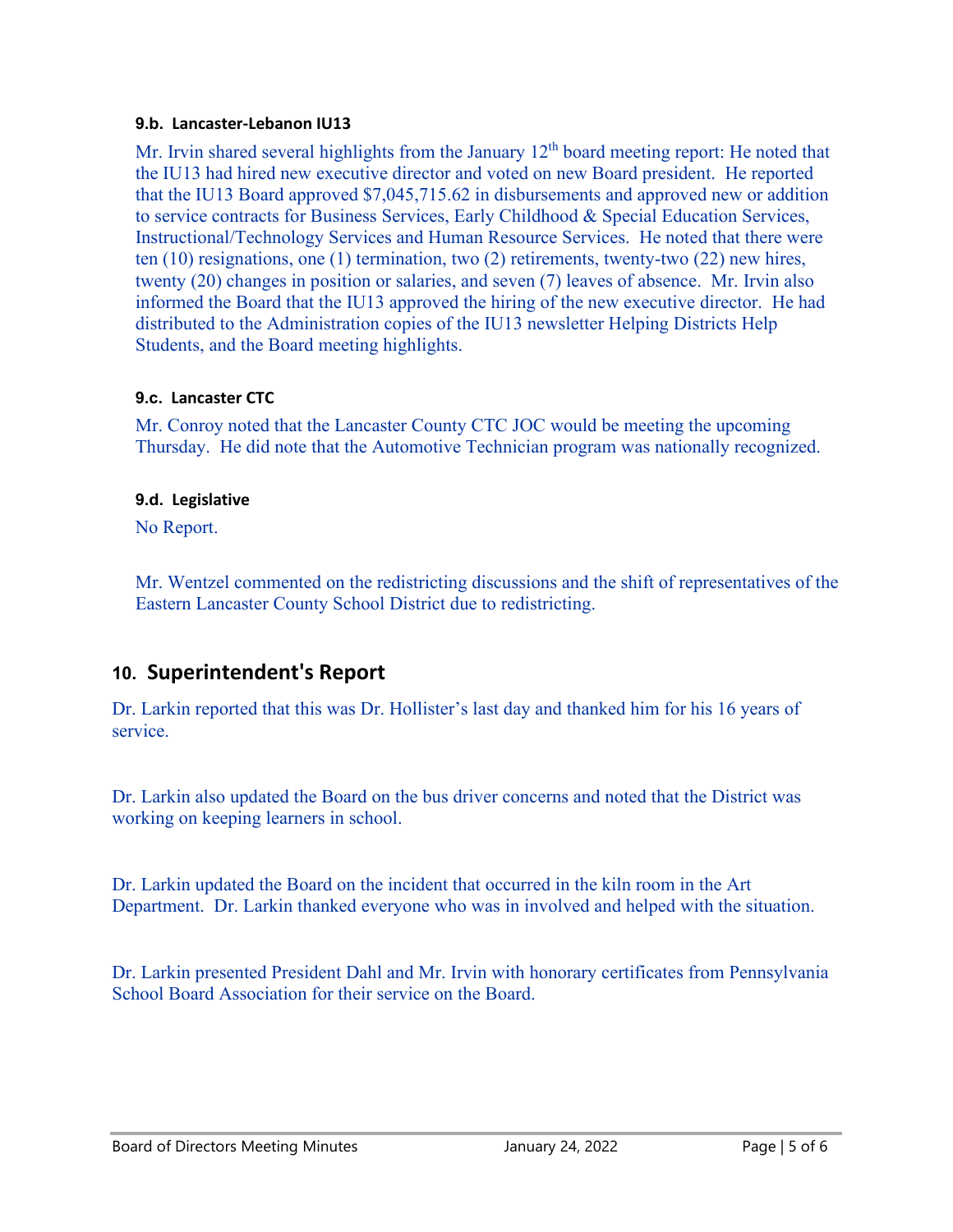### 9.b. Lancaster-Lebanon IU13

Mr. Irvin shared several highlights from the January 12th board meeting report: He noted that the IU13 had hired new executive director and voted on new Board president. He reported that the IU13 Board approved $7,045,715.62 in disbursements and approved new or addition to service contracts for Business Services, Early Childhood & Special Education Services, Instructional/Technology Services and Human Resource Services. He noted that there were ten (10) resignations, one (1) termination, two (2) retirements, twenty-two (22) new hires, twenty (20) changes in position or salaries, and seven (7) leaves of absence. Mr. Irvin also informed the Board that the IU13 approved the hiring of the new executive director. He had distributed to the Administration copies of the IU13 newsletter Helping Districts Help Students, and the Board meeting highlights.

### 9.c. Lancaster CTC

Mr. Conroy noted that the Lancaster County CTC JOC would be meeting the upcoming Thursday. He did note that the Automotive Technician program was nationally recognized.

### 9.d. Legislative

No Report.

Mr. Wentzel commented on the redistricting discussions and the shift of representatives of the Eastern Lancaster County School District due to redistricting.

## 10. Superintendent's Report

Dr. Larkin reported that this was Dr. Hollister's last day and thanked him for his 16 years of service.

Dr. Larkin also updated the Board on the bus driver concerns and noted that the District was working on keeping learners in school.

Dr. Larkin updated the Board on the incident that occurred in the kiln room in the Art Department. Dr. Larkin thanked everyone who was in involved and helped with the situation.

Dr. Larkin presented President Dahl and Mr. Irvin with honorary certificates from Pennsylvania School Board Association for their service on the Board.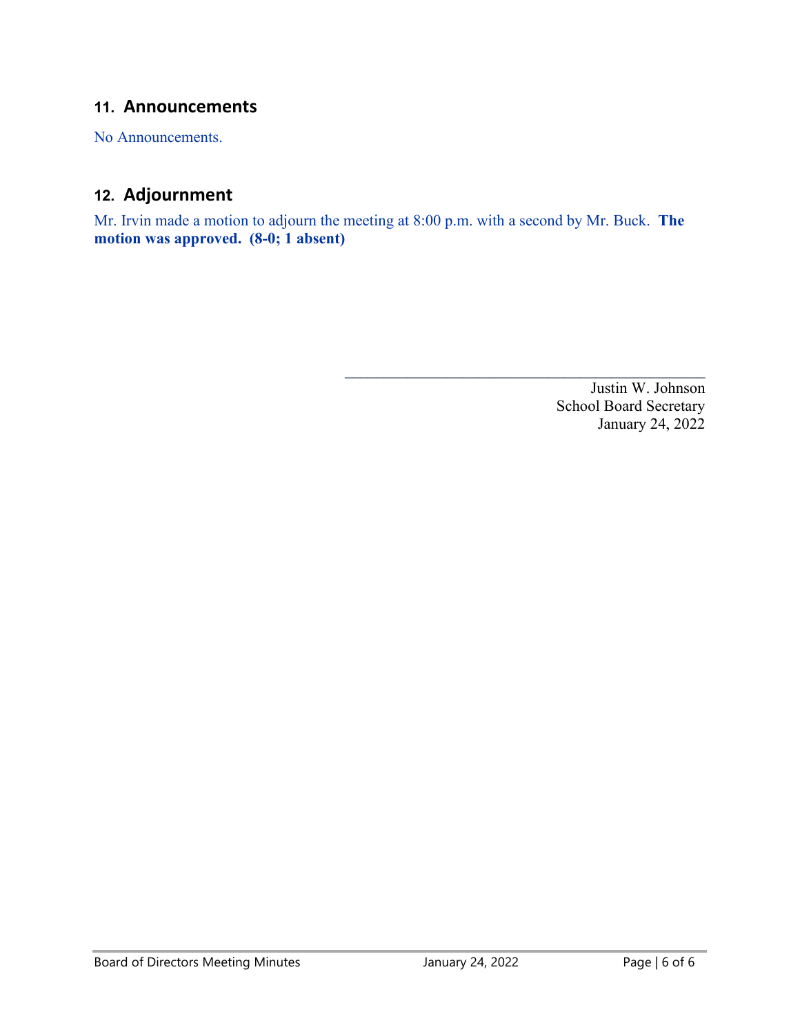## 11. Announcements

No Announcements.

## 12. Adjournment

Mr. Irvin made a motion to adjourn the meeting at 8:00 p.m. with a second by Mr. Buck. **The motion was approved. (8-0; 1 absent)**

\_\_\_\_\_\_\_\_\_\_\_\_\_\_\_\_\_\_\_\_\_\_\_\_\_\_\_\_\_\_\_\_\_\_\_\_\_\_\_\_\_\_\_\_

Justin W. Johnson
School Board Secretary
January 24, 2022